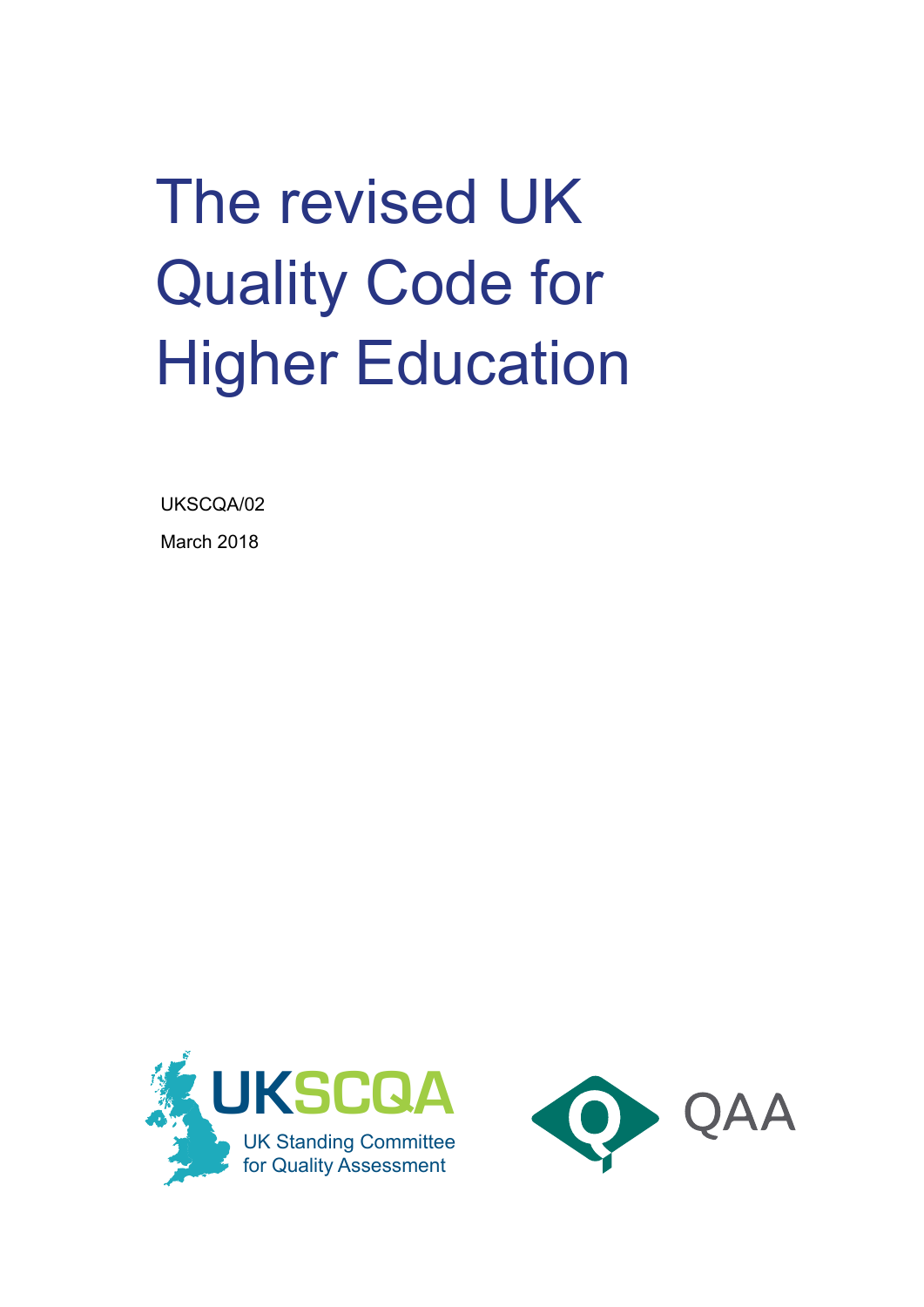# The revised UK Quality Code for Higher Education

UKSCQA/02

March 2018

UKSCQA

UK Standing Committee for Quality Assessment

QAA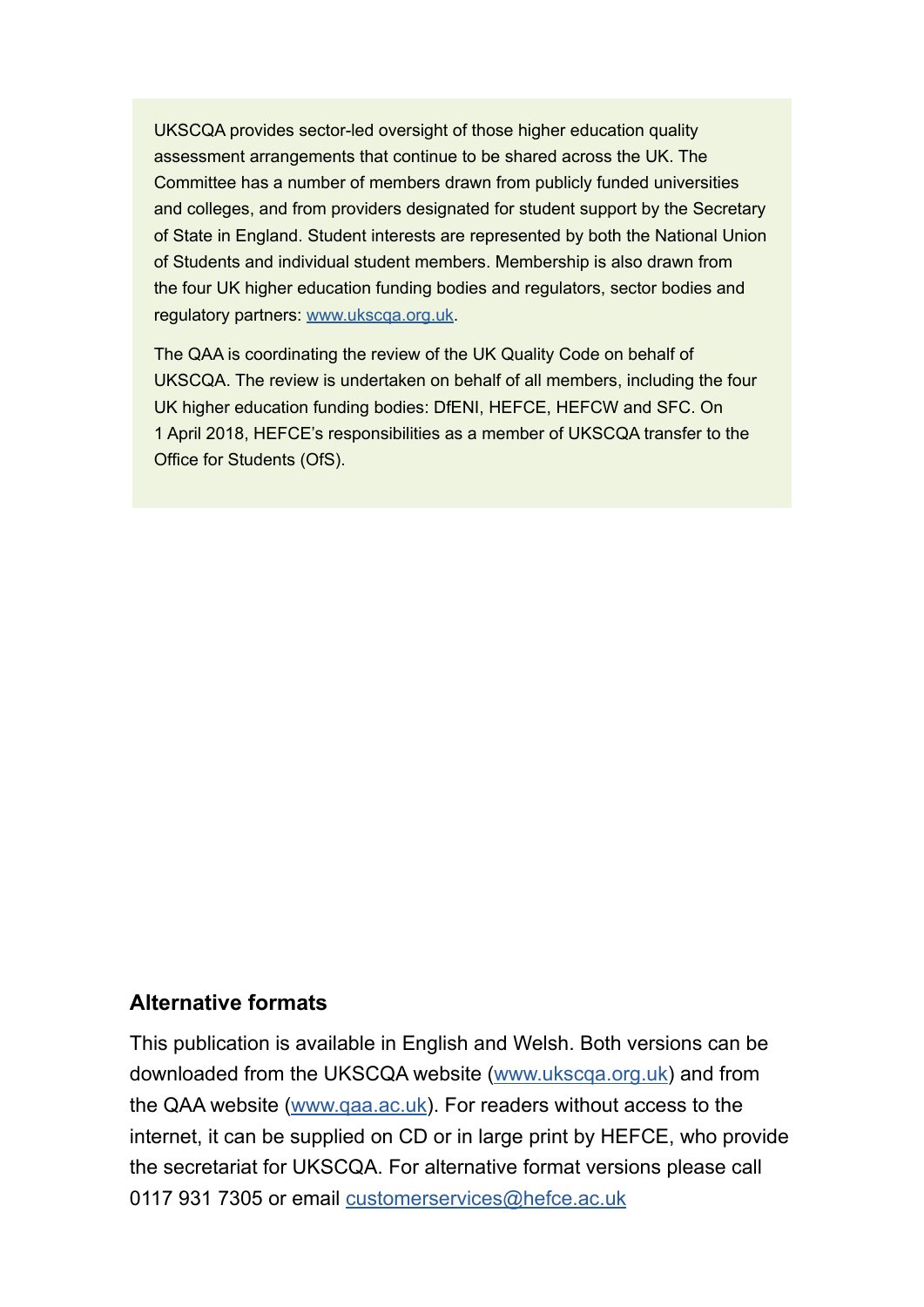UKSCQA provides sector-led oversight of those higher education quality assessment arrangements that continue to be shared across the UK. The Committee has a number of members drawn from publicly funded universities and colleges, and from providers designated for student support by the Secretary of State in England. Student interests are represented by both the National Union of Students and individual student members. Membership is also drawn from the four UK higher education funding bodies and regulators, sector bodies and regulatory partners: [www.ukscqa.org.uk](http://www.ukscqa.org.uk).

The QAA is coordinating the review of the UK Quality Code on behalf of UKSCQA. The review is undertaken on behalf of all members, including the four UK higher education funding bodies: DfENI, HEFCE, HEFCW and SFC. On 1 April 2018, HEFCE's responsibilities as a member of UKSCQA transfer to the Office for Students (OfS).

## Alternative formats

This publication is available in English and Welsh. Both versions can be downloaded from the UKSCQA website ([www.ukscqa.org.uk](http://www.ukscqa.org.uk)) and from the QAA website ([www.qaa.ac.uk](http://www.qaa.ac.uk)). For readers without access to the internet, it can be supplied on CD or in large print by HEFCE, who provide the secretariat for UKSCQA. For alternative format versions please call 0117 931 7305 or email [customerservices@hefce.ac.uk](mailto:customerservices@hefce.ac.uk)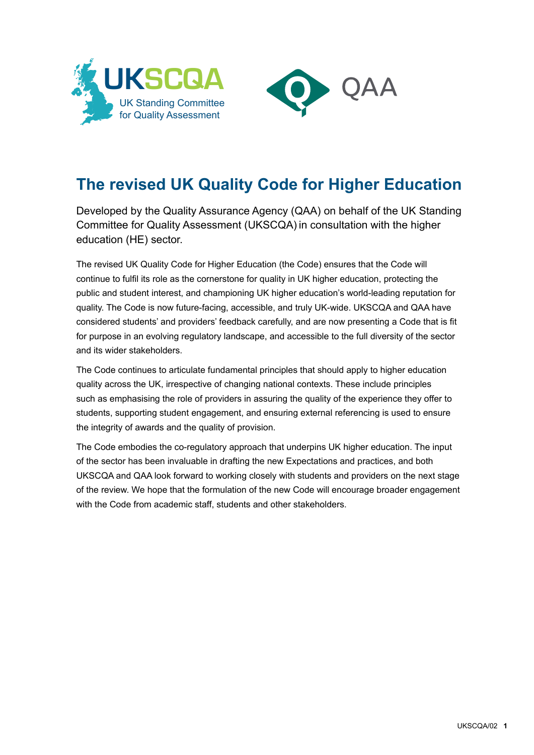# The revised UK Quality Code for Higher Education

Developed by the Quality Assurance Agency (QAA) on behalf of the UK Standing Committee for Quality Assessment (UKSCQA) in consultation with the higher education (HE) sector.

The revised UK Quality Code for Higher Education (the Code) ensures that the Code will continue to fulfil its role as the cornerstone for quality in UK higher education, protecting the public and student interest, and championing UK higher education's world-leading reputation for quality. The Code is now future-facing, accessible, and truly UK-wide. UKSCQA and QAA have considered students' and providers' feedback carefully, and are now presenting a Code that is fit for purpose in an evolving regulatory landscape, and accessible to the full diversity of the sector and its wider stakeholders.

The Code continues to articulate fundamental principles that should apply to higher education quality across the UK, irrespective of changing national contexts. These include principles such as emphasising the role of providers in assuring the quality of the experience they offer to students, supporting student engagement, and ensuring external referencing is used to ensure the integrity of awards and the quality of provision.

The Code embodies the co-regulatory approach that underpins UK higher education. The input of the sector has been invaluable in drafting the new Expectations and practices, and both UKSCQA and QAA look forward to working closely with students and providers on the next stage of the review. We hope that the formulation of the new Code will encourage broader engagement with the Code from academic staff, students and other stakeholders.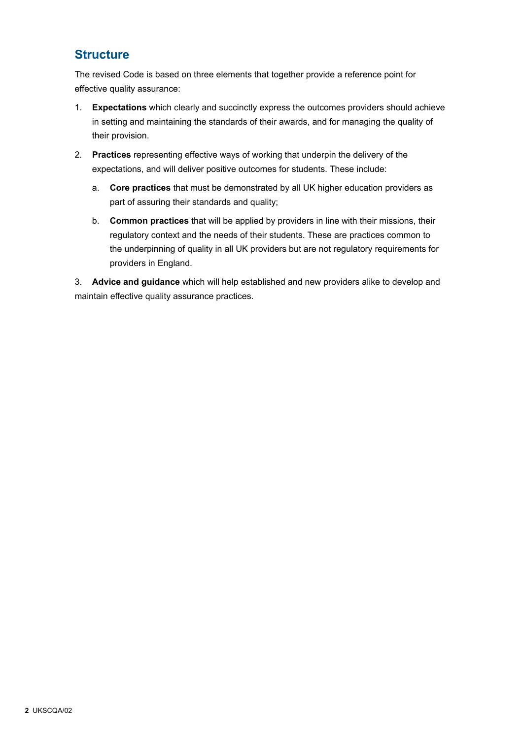## Structure

The revised Code is based on three elements that together provide a reference point for effective quality assurance:

1. **Expectations** which clearly and succinctly express the outcomes providers should achieve in setting and maintaining the standards of their awards, and for managing the quality of their provision.
2. **Practices** representing effective ways of working that underpin the delivery of the expectations, and will deliver positive outcomes for students. These include:
   a. **Core practices** that must be demonstrated by all UK higher education providers as part of assuring their standards and quality;
   b. **Common practices** that will be applied by providers in line with their missions, their regulatory context and the needs of their students. These are practices common to the underpinning of quality in all UK providers but are not regulatory requirements for providers in England.
3. **Advice and guidance** which will help established and new providers alike to develop and maintain effective quality assurance practices.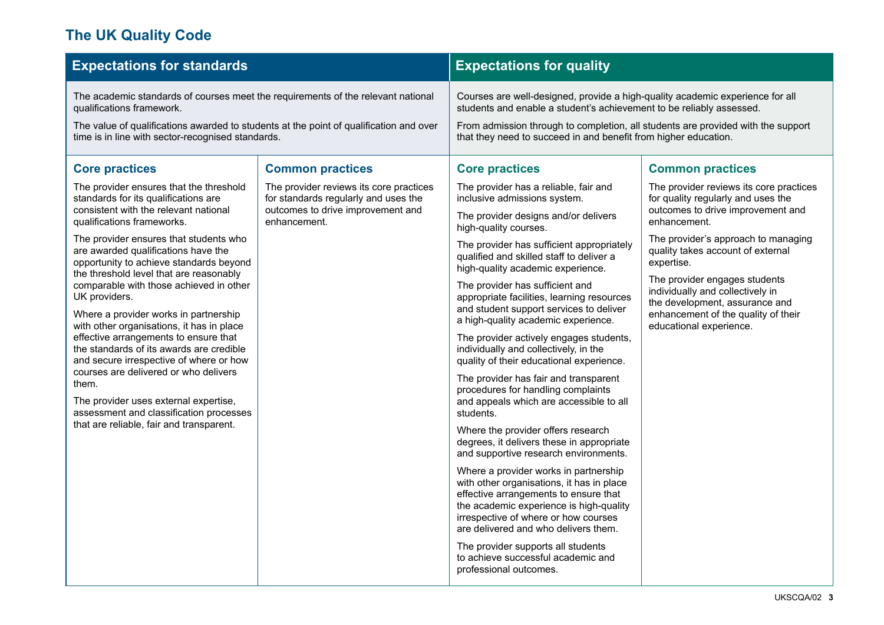# The UK Quality Code

## Expectations for standards

The academic standards of courses meet the requirements of the relevant national qualifications framework.

The value of qualifications awarded to students at the point of qualification and over time is in line with sector-recognised standards.

### Core practices

The provider ensures that the threshold standards for its qualifications are consistent with the relevant national qualifications frameworks.

The provider ensures that students who are awarded qualifications have the opportunity to achieve standards beyond the threshold level that are reasonably comparable with those achieved in other UK providers.

Where a provider works in partnership with other organisations, it has in place effective arrangements to ensure that the standards of its awards are credible and secure irrespective of where or how courses are delivered or who delivers them.

The provider uses external expertise, assessment and classification processes that are reliable, fair and transparent.

### Common practices

The provider reviews its core practices for standards regularly and uses the outcomes to drive improvement and enhancement.

## Expectations for quality

Courses are well-designed, provide a high-quality academic experience for all students and enable a student's achievement to be reliably assessed.

From admission through to completion, all students are provided with the support that they need to succeed in and benefit from higher education.

### Core practices

The provider has a reliable, fair and inclusive admissions system.

The provider designs and/or delivers high-quality courses.

The provider has sufficient appropriately qualified and skilled staff to deliver a high-quality academic experience.

The provider has sufficient and appropriate facilities, learning resources and student support services to deliver a high-quality academic experience.

The provider actively engages students, individually and collectively, in the quality of their educational experience.

The provider has fair and transparent procedures for handling complaints and appeals which are accessible to all students.

Where the provider offers research degrees, it delivers these in appropriate and supportive research environments.

Where a provider works in partnership with other organisations, it has in place effective arrangements to ensure that the academic experience is high-quality irrespective of where or how courses are delivered and who delivers them.

The provider supports all students to achieve successful academic and professional outcomes.

### Common practices

The provider reviews its core practices for quality regularly and uses the outcomes to drive improvement and enhancement.

The provider's approach to managing quality takes account of external expertise.

The provider engages students individually and collectively in the development, assurance and enhancement of the quality of their educational experience.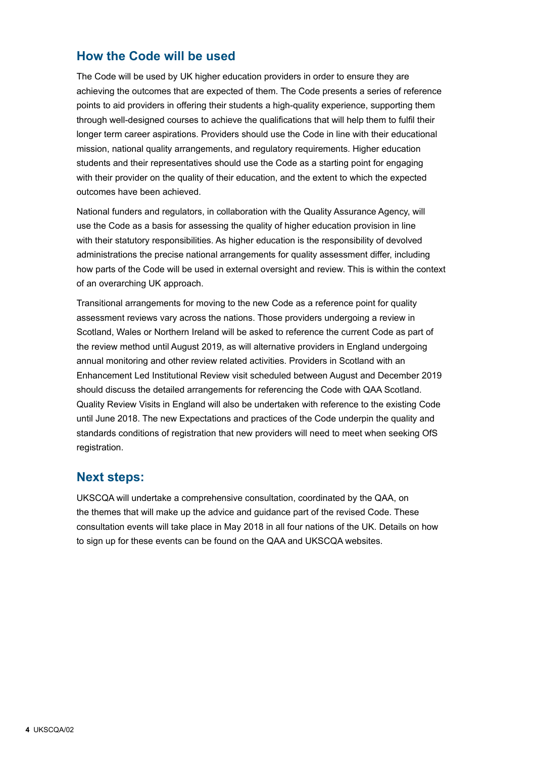## How the Code will be used

The Code will be used by UK higher education providers in order to ensure they are achieving the outcomes that are expected of them. The Code presents a series of reference points to aid providers in offering their students a high-quality experience, supporting them through well-designed courses to achieve the qualifications that will help them to fulfil their longer term career aspirations. Providers should use the Code in line with their educational mission, national quality arrangements, and regulatory requirements. Higher education students and their representatives should use the Code as a starting point for engaging with their provider on the quality of their education, and the extent to which the expected outcomes have been achieved.

National funders and regulators, in collaboration with the Quality Assurance Agency, will use the Code as a basis for assessing the quality of higher education provision in line with their statutory responsibilities. As higher education is the responsibility of devolved administrations the precise national arrangements for quality assessment differ, including how parts of the Code will be used in external oversight and review. This is within the context of an overarching UK approach.

Transitional arrangements for moving to the new Code as a reference point for quality assessment reviews vary across the nations. Those providers undergoing a review in Scotland, Wales or Northern Ireland will be asked to reference the current Code as part of the review method until August 2019, as will alternative providers in England undergoing annual monitoring and other review related activities. Providers in Scotland with an Enhancement Led Institutional Review visit scheduled between August and December 2019 should discuss the detailed arrangements for referencing the Code with QAA Scotland. Quality Review Visits in England will also be undertaken with reference to the existing Code until June 2018. The new Expectations and practices of the Code underpin the quality and standards conditions of registration that new providers will need to meet when seeking OfS registration.

## Next steps:

UKSCQA will undertake a comprehensive consultation, coordinated by the QAA, on the themes that will make up the advice and guidance part of the revised Code. These consultation events will take place in May 2018 in all four nations of the UK. Details on how to sign up for these events can be found on the QAA and UKSCQA websites.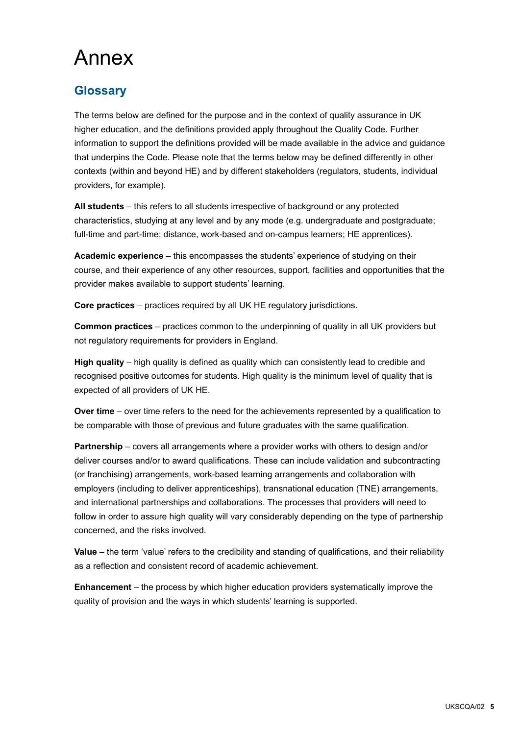# Annex

## Glossary

The terms below are defined for the purpose and in the context of quality assurance in UK higher education, and the definitions provided apply throughout the Quality Code. Further information to support the definitions provided will be made available in the advice and guidance that underpins the Code. Please note that the terms below may be defined differently in other contexts (within and beyond HE) and by different stakeholders (regulators, students, individual providers, for example).

**All students** – this refers to all students irrespective of background or any protected characteristics, studying at any level and by any mode (e.g. undergraduate and postgraduate; full-time and part-time; distance, work-based and on-campus learners; HE apprentices).

**Academic experience** – this encompasses the students' experience of studying on their course, and their experience of any other resources, support, facilities and opportunities that the provider makes available to support students' learning.

**Core practices** – practices required by all UK HE regulatory jurisdictions.

**Common practices** – practices common to the underpinning of quality in all UK providers but not regulatory requirements for providers in England.

**High quality** – high quality is defined as quality which can consistently lead to credible and recognised positive outcomes for students. High quality is the minimum level of quality that is expected of all providers of UK HE.

**Over time** – over time refers to the need for the achievements represented by a qualification to be comparable with those of previous and future graduates with the same qualification.

**Partnership** – covers all arrangements where a provider works with others to design and/or deliver courses and/or to award qualifications. These can include validation and subcontracting (or franchising) arrangements, work-based learning arrangements and collaboration with employers (including to deliver apprenticeships), transnational education (TNE) arrangements, and international partnerships and collaborations. The processes that providers will need to follow in order to assure high quality will vary considerably depending on the type of partnership concerned, and the risks involved.

**Value** – the term 'value' refers to the credibility and standing of qualifications, and their reliability as a reflection and consistent record of academic achievement.

**Enhancement** – the process by which higher education providers systematically improve the quality of provision and the ways in which students' learning is supported.